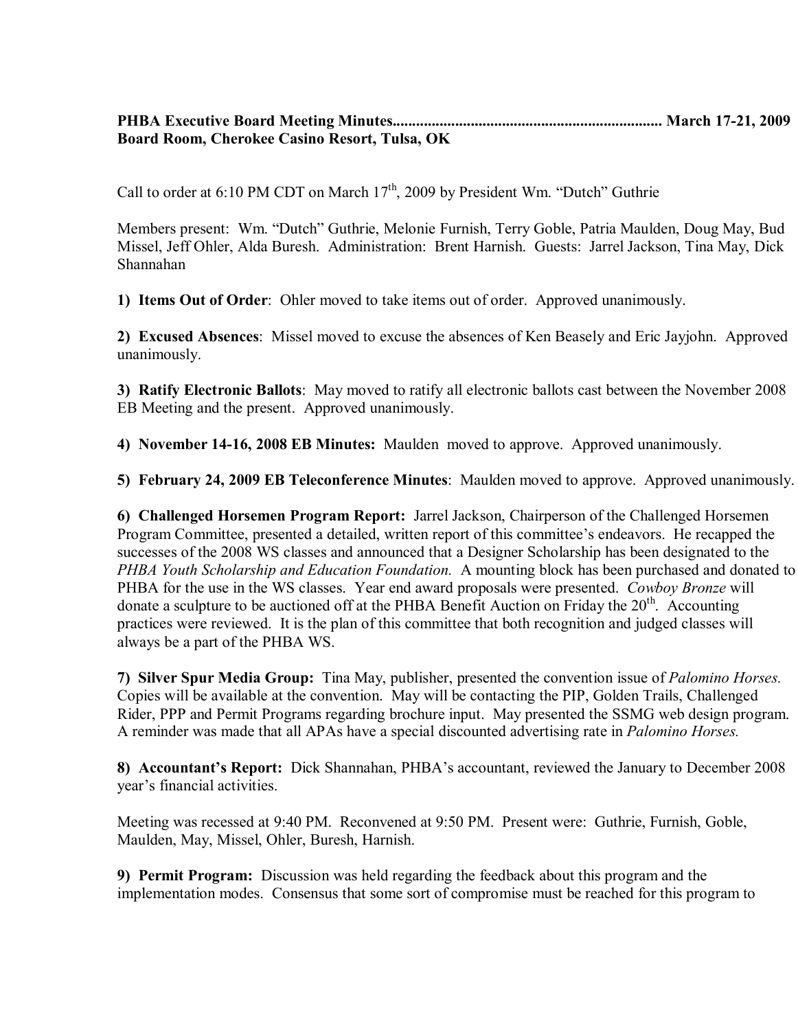**PHBA Executive Board Meeting Minutes...................................................................... March 17-21, 2009**
**Board Room, Cherokee Casino Resort, Tulsa, OK**

Call to order at 6:10 PM CDT on March 17th, 2009 by President Wm. "Dutch" Guthrie

Members present: Wm. "Dutch" Guthrie, Melonie Furnish, Terry Goble, Patria Maulden, Doug May, Bud Missel, Jeff Ohler, Alda Buresh. Administration: Brent Harnish. Guests: Jarrel Jackson, Tina May, Dick Shannahan

**1) Items Out of Order**: Ohler moved to take items out of order. Approved unanimously.

**2) Excused Absences**: Missel moved to excuse the absences of Ken Beasely and Eric Jayjohn. Approved unanimously.

**3) Ratify Electronic Ballots**: May moved to ratify all electronic ballots cast between the November 2008 EB Meeting and the present. Approved unanimously.

**4) November 14-16, 2008 EB Minutes:** Maulden moved to approve. Approved unanimously.

**5) February 24, 2009 EB Teleconference Minutes**: Maulden moved to approve. Approved unanimously.

**6) Challenged Horsemen Program Report:** Jarrel Jackson, Chairperson of the Challenged Horsemen Program Committee, presented a detailed, written report of this committee's endeavors. He recapped the successes of the 2008 WS classes and announced that a Designer Scholarship has been designated to the *PHBA Youth Scholarship and Education Foundation.* A mounting block has been purchased and donated to PHBA for the use in the WS classes. Year end award proposals were presented. *Cowboy Bronze* will donate a sculpture to be auctioned off at the PHBA Benefit Auction on Friday the 20th. Accounting practices were reviewed. It is the plan of this committee that both recognition and judged classes will always be a part of the PHBA WS.

**7) Silver Spur Media Group:** Tina May, publisher, presented the convention issue of *Palomino Horses.* Copies will be available at the convention. May will be contacting the PIP, Golden Trails, Challenged Rider, PPP and Permit Programs regarding brochure input. May presented the SSMG web design program. A reminder was made that all APAs have a special discounted advertising rate in *Palomino Horses.*

**8) Accountant's Report:** Dick Shannahan, PHBA's accountant, reviewed the January to December 2008 year's financial activities.

Meeting was recessed at 9:40 PM. Reconvened at 9:50 PM. Present were: Guthrie, Furnish, Goble, Maulden, May, Missel, Ohler, Buresh, Harnish.

**9) Permit Program:** Discussion was held regarding the feedback about this program and the implementation modes. Consensus that some sort of compromise must be reached for this program to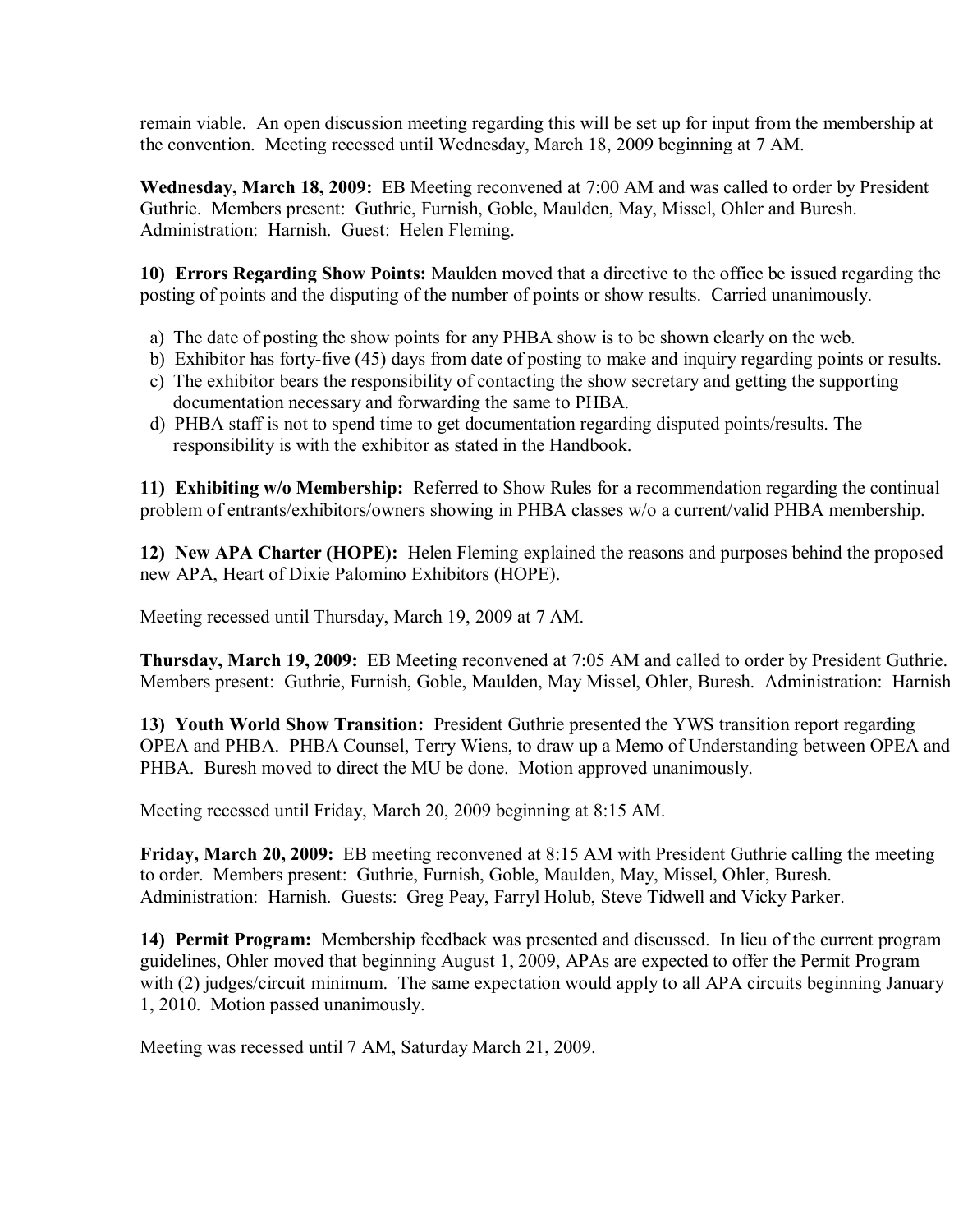remain viable. An open discussion meeting regarding this will be set up for input from the membership at the convention. Meeting recessed until Wednesday, March 18, 2009 beginning at 7 AM.

**Wednesday, March 18, 2009:** EB Meeting reconvened at 7:00 AM and was called to order by President Guthrie. Members present: Guthrie, Furnish, Goble, Maulden, May, Missel, Ohler and Buresh. Administration: Harnish. Guest: Helen Fleming.

**10) Errors Regarding Show Points:** Maulden moved that a directive to the office be issued regarding the posting of points and the disputing of the number of points or show results. Carried unanimously.

a) The date of posting the show points for any PHBA show is to be shown clearly on the web.
b) Exhibitor has forty-five (45) days from date of posting to make and inquiry regarding points or results.
c) The exhibitor bears the responsibility of contacting the show secretary and getting the supporting documentation necessary and forwarding the same to PHBA.
d) PHBA staff is not to spend time to get documentation regarding disputed points/results. The responsibility is with the exhibitor as stated in the Handbook.

**11) Exhibiting w/o Membership:** Referred to Show Rules for a recommendation regarding the continual problem of entrants/exhibitors/owners showing in PHBA classes w/o a current/valid PHBA membership.

**12) New APA Charter (HOPE):** Helen Fleming explained the reasons and purposes behind the proposed new APA, Heart of Dixie Palomino Exhibitors (HOPE).

Meeting recessed until Thursday, March 19, 2009 at 7 AM.

**Thursday, March 19, 2009:** EB Meeting reconvened at 7:05 AM and called to order by President Guthrie. Members present: Guthrie, Furnish, Goble, Maulden, May Missel, Ohler, Buresh. Administration: Harnish

**13) Youth World Show Transition:** President Guthrie presented the YWS transition report regarding OPEA and PHBA. PHBA Counsel, Terry Wiens, to draw up a Memo of Understanding between OPEA and PHBA. Buresh moved to direct the MU be done. Motion approved unanimously.

Meeting recessed until Friday, March 20, 2009 beginning at 8:15 AM.

**Friday, March 20, 2009:** EB meeting reconvened at 8:15 AM with President Guthrie calling the meeting to order. Members present: Guthrie, Furnish, Goble, Maulden, May, Missel, Ohler, Buresh. Administration: Harnish. Guests: Greg Peay, Farryl Holub, Steve Tidwell and Vicky Parker.

**14) Permit Program:** Membership feedback was presented and discussed. In lieu of the current program guidelines, Ohler moved that beginning August 1, 2009, APAs are expected to offer the Permit Program with (2) judges/circuit minimum. The same expectation would apply to all APA circuits beginning January 1, 2010. Motion passed unanimously.

Meeting was recessed until 7 AM, Saturday March 21, 2009.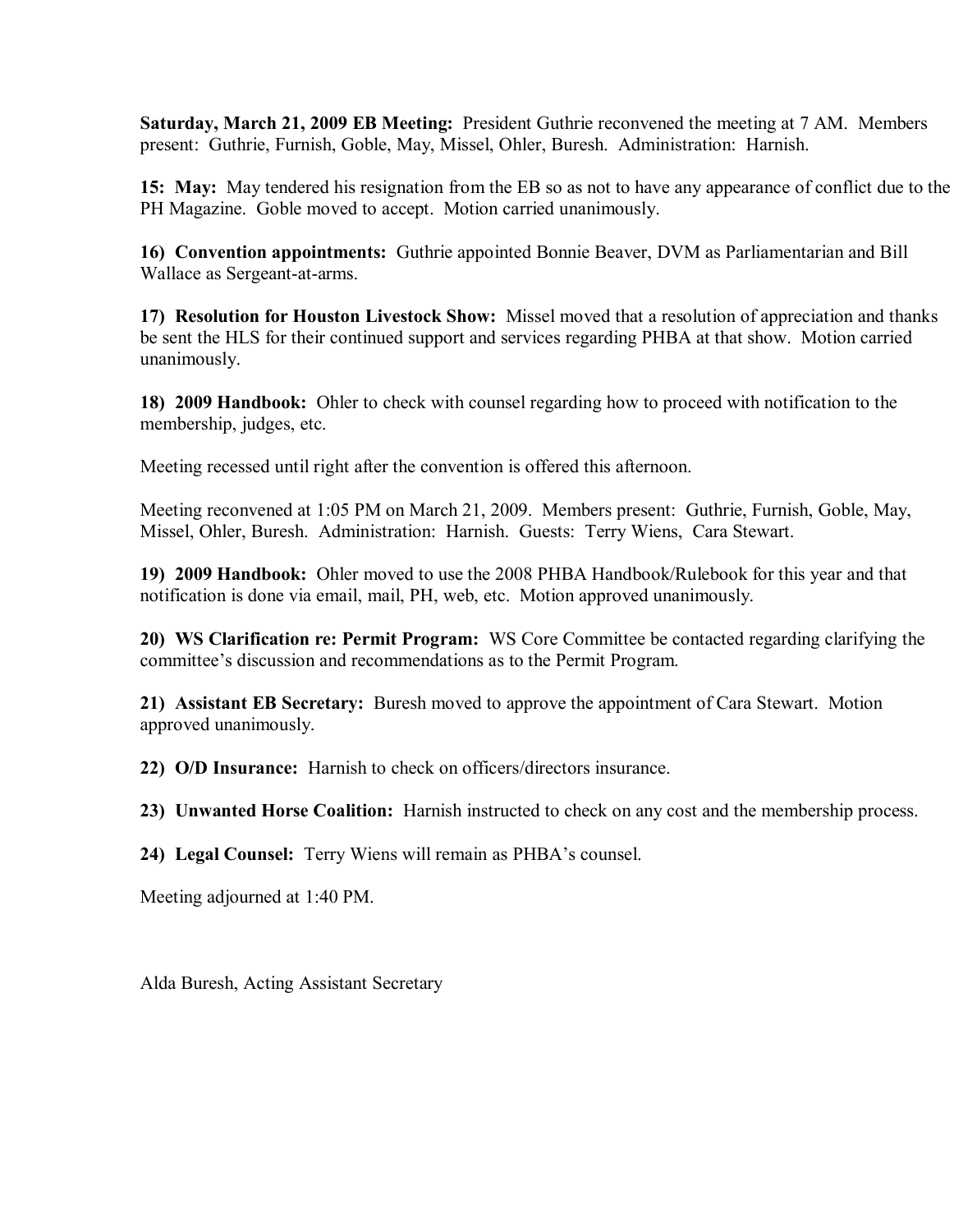**Saturday, March 21, 2009 EB Meeting:** President Guthrie reconvened the meeting at 7 AM. Members present: Guthrie, Furnish, Goble, May, Missel, Ohler, Buresh. Administration: Harnish.

**15: May:** May tendered his resignation from the EB so as not to have any appearance of conflict due to the PH Magazine. Goble moved to accept. Motion carried unanimously.

**16) Convention appointments:** Guthrie appointed Bonnie Beaver, DVM as Parliamentarian and Bill Wallace as Sergeant-at-arms.

**17) Resolution for Houston Livestock Show:** Missel moved that a resolution of appreciation and thanks be sent the HLS for their continued support and services regarding PHBA at that show. Motion carried unanimously.

**18) 2009 Handbook:** Ohler to check with counsel regarding how to proceed with notification to the membership, judges, etc.

Meeting recessed until right after the convention is offered this afternoon.

Meeting reconvened at 1:05 PM on March 21, 2009. Members present: Guthrie, Furnish, Goble, May, Missel, Ohler, Buresh. Administration: Harnish. Guests: Terry Wiens, Cara Stewart.

**19) 2009 Handbook:** Ohler moved to use the 2008 PHBA Handbook/Rulebook for this year and that notification is done via email, mail, PH, web, etc. Motion approved unanimously.

**20) WS Clarification re: Permit Program:** WS Core Committee be contacted regarding clarifying the committee's discussion and recommendations as to the Permit Program.

**21) Assistant EB Secretary:** Buresh moved to approve the appointment of Cara Stewart. Motion approved unanimously.

**22) O/D Insurance:** Harnish to check on officers/directors insurance.

**23) Unwanted Horse Coalition:** Harnish instructed to check on any cost and the membership process.

**24) Legal Counsel:** Terry Wiens will remain as PHBA's counsel.

Meeting adjourned at 1:40 PM.

Alda Buresh, Acting Assistant Secretary